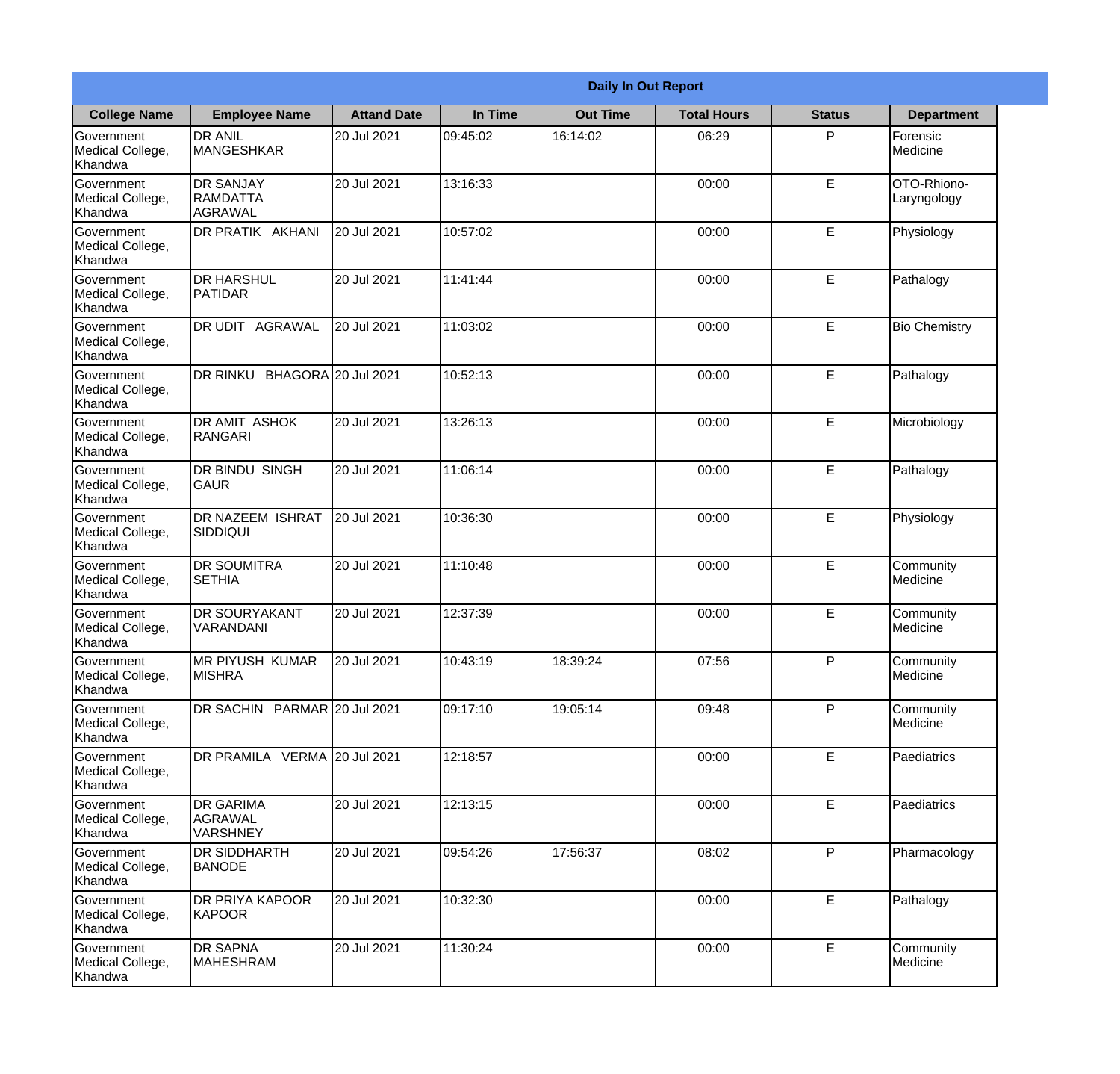| Daily In Out Report | | | | | | | |
|---|---|---|---|---|---|---|---|
| **College Name** | **Employee Name** | **Attand Date** | **In Time** | **Out Time** | **Total Hours** | **Status** | **Department** |
| Government Medical College, Khandwa | DR ANIL MANGESHKAR | 20 Jul 2021 | 09:45:02 | 16:14:02 | 06:29 | P | Forensic Medicine |
| Government Medical College, Khandwa | DR SANJAY RAMDATTA AGRAWAL | 20 Jul 2021 | 13:16:33 | | 00:00 | E | OTO-Rhiono-Laryngology |
| Government Medical College, Khandwa | DR PRATIK AKHANI | 20 Jul 2021 | 10:57:02 | | 00:00 | E | Physiology |
| Government Medical College, Khandwa | DR HARSHUL PATIDAR | 20 Jul 2021 | 11:41:44 | | 00:00 | E | Pathalogy |
| Government Medical College, Khandwa | DR UDIT AGRAWAL | 20 Jul 2021 | 11:03:02 | | 00:00 | E | Bio Chemistry |
| Government Medical College, Khandwa | DR RINKU BHAGORA | 20 Jul 2021 | 10:52:13 | | 00:00 | E | Pathalogy |
| Government Medical College, Khandwa | DR AMIT ASHOK RANGARI | 20 Jul 2021 | 13:26:13 | | 00:00 | E | Microbiology |
| Government Medical College, Khandwa | DR BINDU SINGH GAUR | 20 Jul 2021 | 11:06:14 | | 00:00 | E | Pathalogy |
| Government Medical College, Khandwa | DR NAZEEM ISHRAT SIDDIQUI | 20 Jul 2021 | 10:36:30 | | 00:00 | E | Physiology |
| Government Medical College, Khandwa | DR SOUMITRA SETHIA | 20 Jul 2021 | 11:10:48 | | 00:00 | E | Community Medicine |
| Government Medical College, Khandwa | DR SOURYAKANT VARANDANI | 20 Jul 2021 | 12:37:39 | | 00:00 | E | Community Medicine |
| Government Medical College, Khandwa | MR PIYUSH KUMAR MISHRA | 20 Jul 2021 | 10:43:19 | 18:39:24 | 07:56 | P | Community Medicine |
| Government Medical College, Khandwa | DR SACHIN PARMAR | 20 Jul 2021 | 09:17:10 | 19:05:14 | 09:48 | P | Community Medicine |
| Government Medical College, Khandwa | DR PRAMILA VERMA | 20 Jul 2021 | 12:18:57 | | 00:00 | E | Paediatrics |
| Government Medical College, Khandwa | DR GARIMA AGRAWAL VARSHNEY | 20 Jul 2021 | 12:13:15 | | 00:00 | E | Paediatrics |
| Government Medical College, Khandwa | DR SIDDHARTH BANODE | 20 Jul 2021 | 09:54:26 | 17:56:37 | 08:02 | P | Pharmacology |
| Government Medical College, Khandwa | DR PRIYA KAPOOR KAPOOR | 20 Jul 2021 | 10:32:30 | | 00:00 | E | Pathalogy |
| Government Medical College, Khandwa | DR SAPNA MAHESHRAM | 20 Jul 2021 | 11:30:24 | | 00:00 | E | Community Medicine |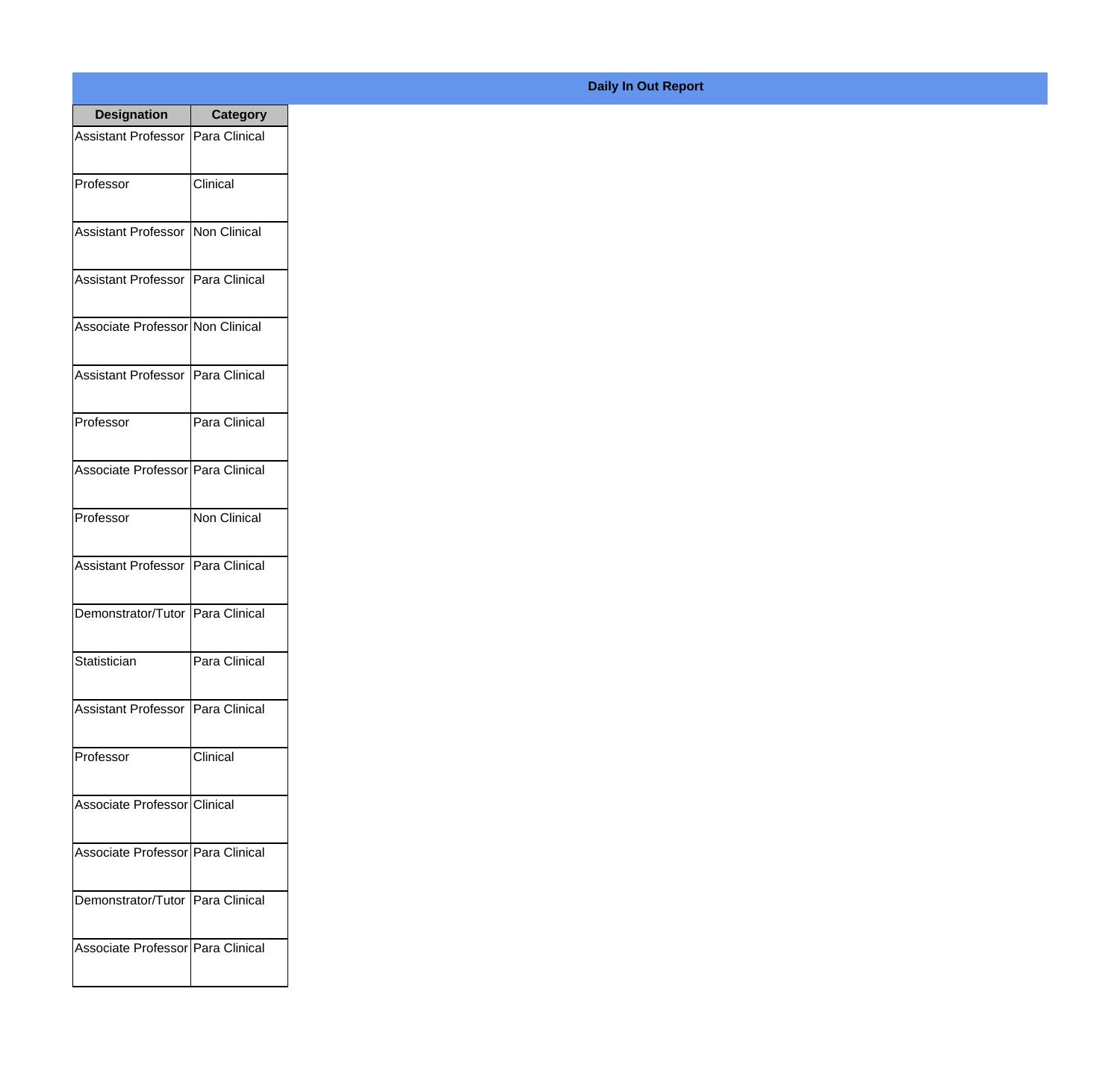**Daily In Out Report**

| Designation | Category |
| --- | --- |
| Assistant Professor | Para Clinical |
| Professor | Clinical |
| Assistant Professor | Non Clinical |
| Assistant Professor | Para Clinical |
| Associate Professor | Non Clinical |
| Assistant Professor | Para Clinical |
| Professor | Para Clinical |
| Associate Professor | Para Clinical |
| Professor | Non Clinical |
| Assistant Professor | Para Clinical |
| Demonstrator/Tutor | Para Clinical |
| Statistician | Para Clinical |
| Assistant Professor | Para Clinical |
| Professor | Clinical |
| Associate Professor | Clinical |
| Associate Professor | Para Clinical |
| Demonstrator/Tutor | Para Clinical |
| Associate Professor | Para Clinical |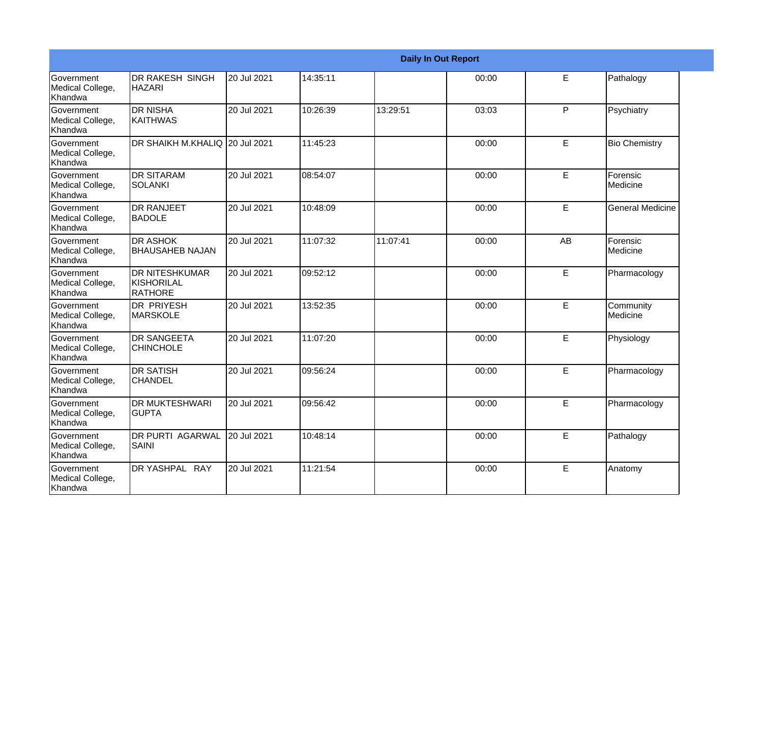| Daily In Out Report | | | | | | | |
|---|---|---|---|---|---|---|---|
| Government Medical College, Khandwa | DR RAKESH SINGH HAZARI | 20 Jul 2021 | 14:35:11 | | 00:00 | E | Pathalogy |
| Government Medical College, Khandwa | DR NISHA KAITHWAS | 20 Jul 2021 | 10:26:39 | 13:29:51 | 03:03 | P | Psychiatry |
| Government Medical College, Khandwa | DR SHAIKH M.KHALIQ | 20 Jul 2021 | 11:45:23 | | 00:00 | E | Bio Chemistry |
| Government Medical College, Khandwa | DR SITARAM SOLANKI | 20 Jul 2021 | 08:54:07 | | 00:00 | E | Forensic Medicine |
| Government Medical College, Khandwa | DR RANJEET BADOLE | 20 Jul 2021 | 10:48:09 | | 00:00 | E | General Medicine |
| Government Medical College, Khandwa | DR ASHOK BHAUSAHEB NAJAN | 20 Jul 2021 | 11:07:32 | 11:07:41 | 00:00 | AB | Forensic Medicine |
| Government Medical College, Khandwa | DR NITESHKUMAR KISHORILAL RATHORE | 20 Jul 2021 | 09:52:12 | | 00:00 | E | Pharmacology |
| Government Medical College, Khandwa | DR PRIYESH MARSKOLE | 20 Jul 2021 | 13:52:35 | | 00:00 | E | Community Medicine |
| Government Medical College, Khandwa | DR SANGEETA CHINCHOLE | 20 Jul 2021 | 11:07:20 | | 00:00 | E | Physiology |
| Government Medical College, Khandwa | DR SATISH CHANDEL | 20 Jul 2021 | 09:56:24 | | 00:00 | E | Pharmacology |
| Government Medical College, Khandwa | DR MUKTESHWARI GUPTA | 20 Jul 2021 | 09:56:42 | | 00:00 | E | Pharmacology |
| Government Medical College, Khandwa | DR PURTI AGARWAL SAINI | 20 Jul 2021 | 10:48:14 | | 00:00 | E | Pathalogy |
| Government Medical College, Khandwa | DR YASHPAL RAY | 20 Jul 2021 | 11:21:54 | | 00:00 | E | Anatomy |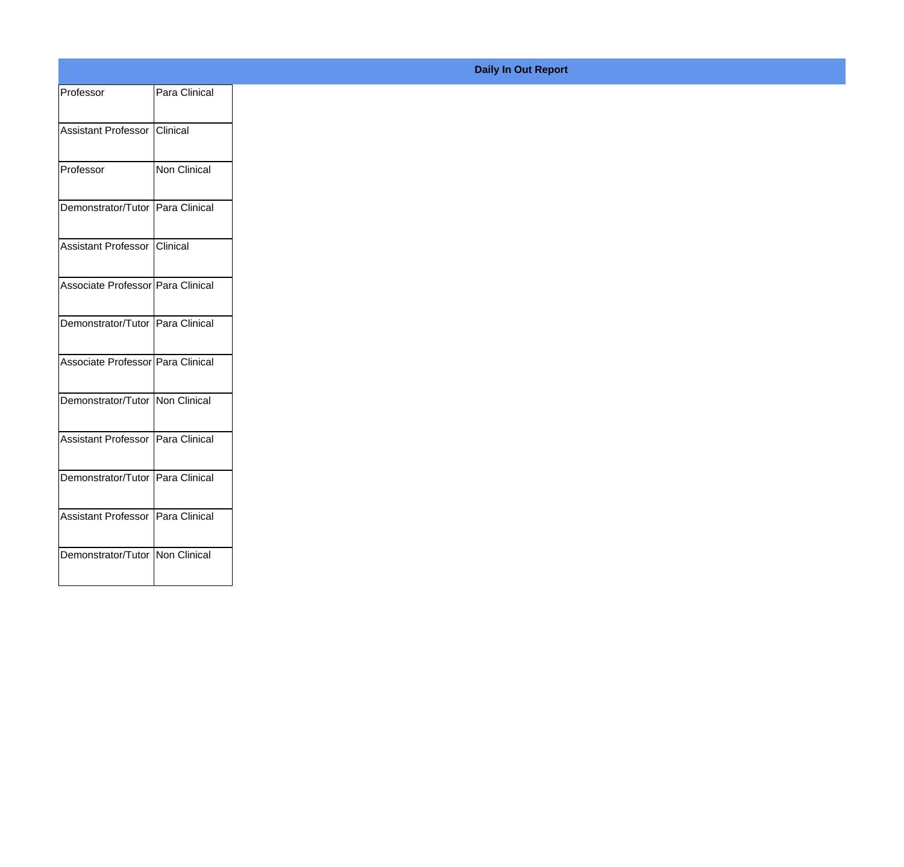**Daily In Out Report**

| | |
|---|---|
| Professor | Para Clinical |
| Assistant Professor | Clinical |
| Professor | Non Clinical |
| Demonstrator/Tutor | Para Clinical |
| Assistant Professor | Clinical |
| Associate Professor | Para Clinical |
| Demonstrator/Tutor | Para Clinical |
| Associate Professor | Para Clinical |
| Demonstrator/Tutor | Non Clinical |
| Assistant Professor | Para Clinical |
| Demonstrator/Tutor | Para Clinical |
| Assistant Professor | Para Clinical |
| Demonstrator/Tutor | Non Clinical |